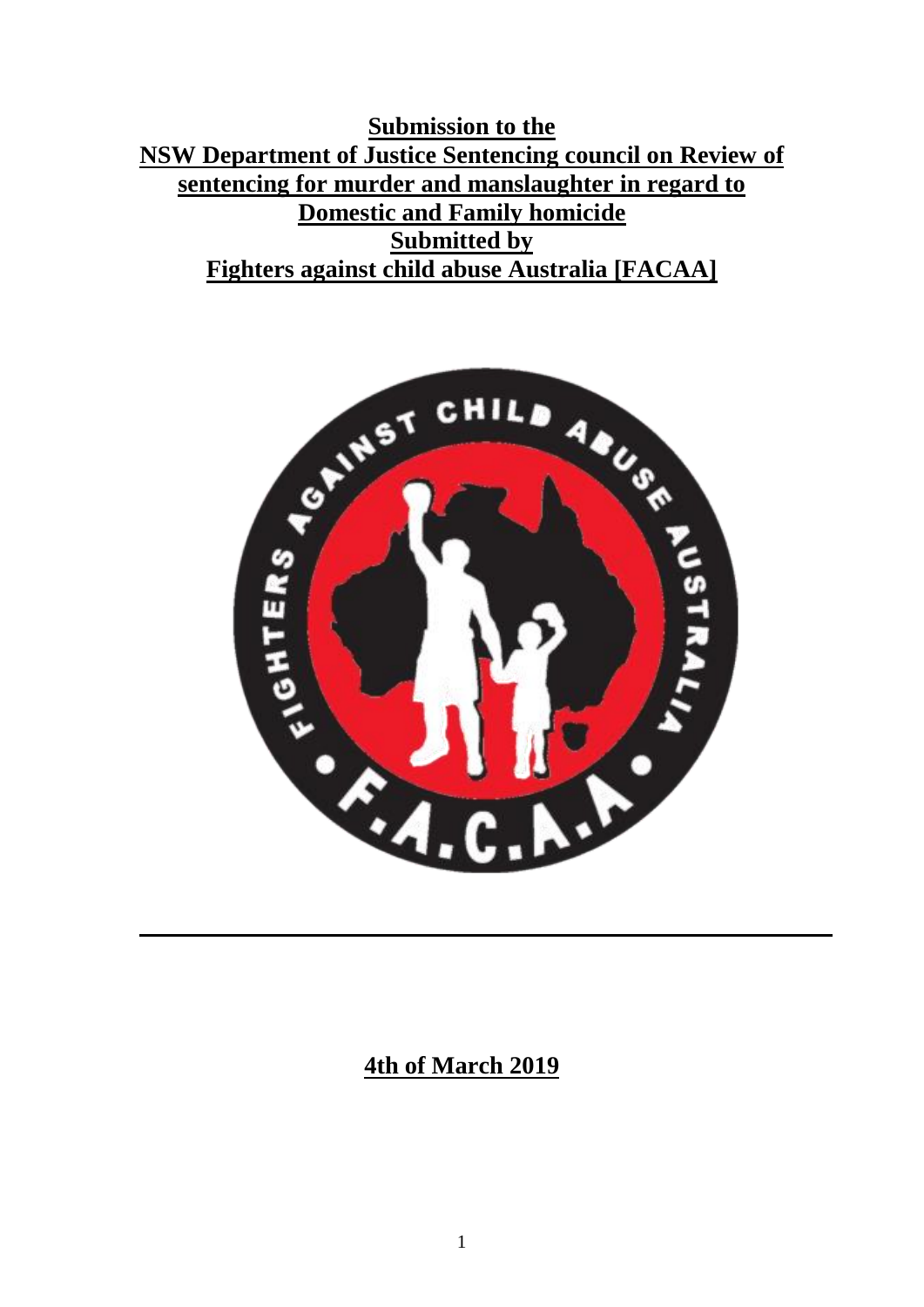**Submission to the**
**NSW Department of Justice Sentencing council on Review of sentencing for murder and manslaughter in regard to Domestic and Family homicide**
**Submitted by**
**Fighters against child abuse Australia [FACAA]**

**4th of March 2019**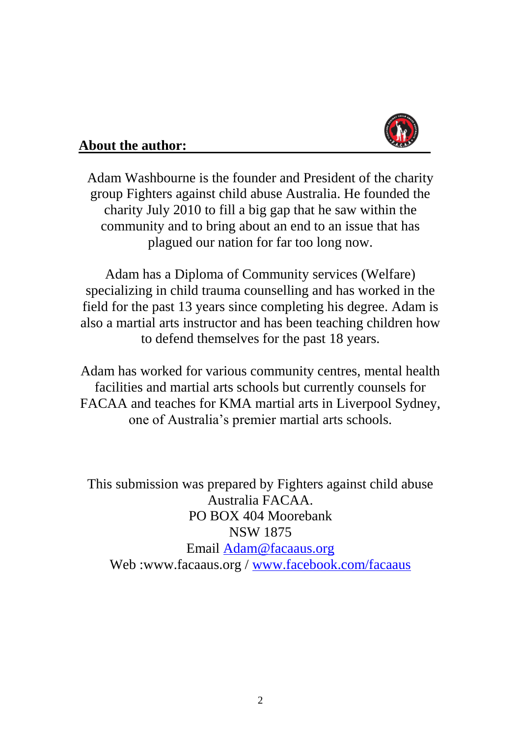## About the author:

Adam Washbourne is the founder and President of the charity group Fighters against child abuse Australia. He founded the charity July 2010 to fill a big gap that he saw within the community and to bring about an end to an issue that has plagued our nation for far too long now.

Adam has a Diploma of Community services (Welfare) specializing in child trauma counselling and has worked in the field for the past 13 years since completing his degree. Adam is also a martial arts instructor and has been teaching children how to defend themselves for the past 18 years.

Adam has worked for various community centres, mental health facilities and martial arts schools but currently counsels for FACAA and teaches for KMA martial arts in Liverpool Sydney, one of Australia's premier martial arts schools.

This submission was prepared by Fighters against child abuse Australia FACAA.
PO BOX 404 Moorebank
NSW 1875
Email Adam@facaaus.org
Web :www.facaaus.org / www.facebook.com/facaaus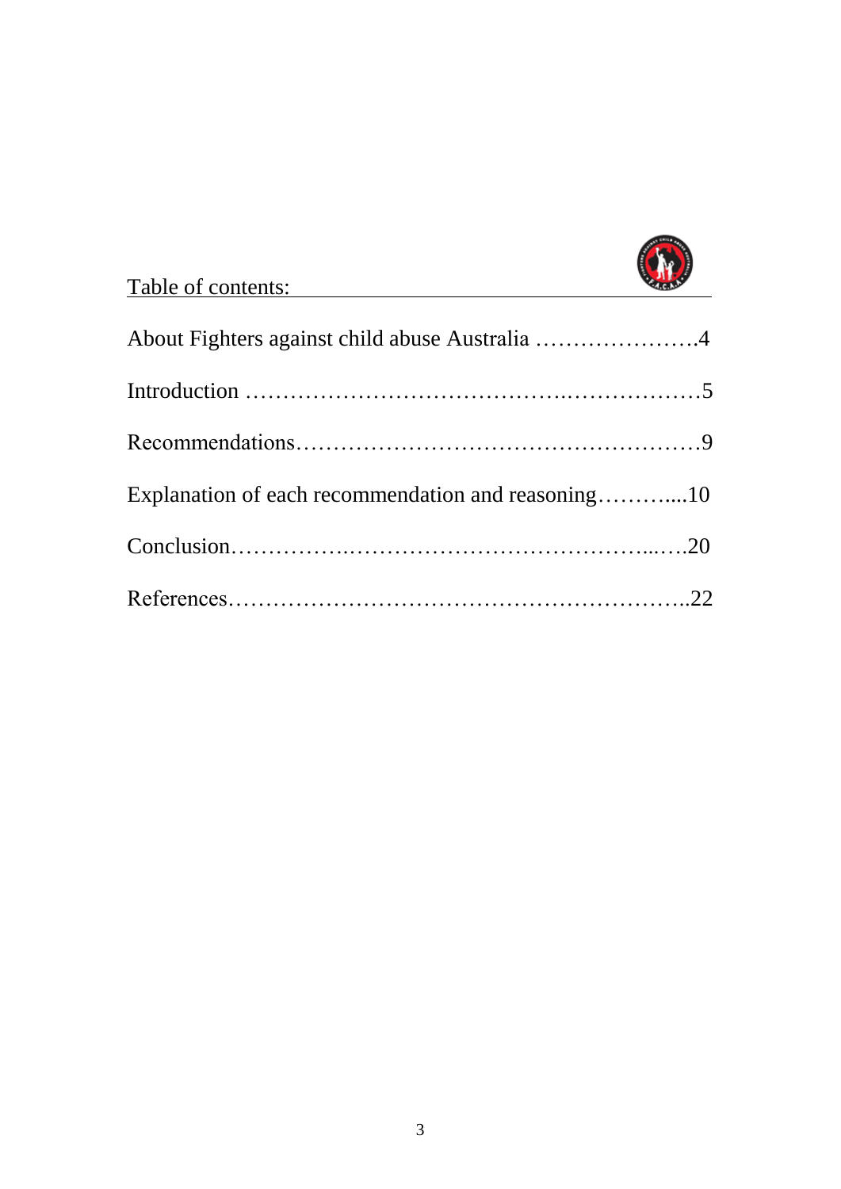Table of contents:

About Fighters against child abuse Australia ………………….4

Introduction …………………………………..………………5

Recommendations……………………………………………9

Explanation of each recommendation and reasoning………....10

Conclusion…………….……………………………...….20

References…………………………………………………..22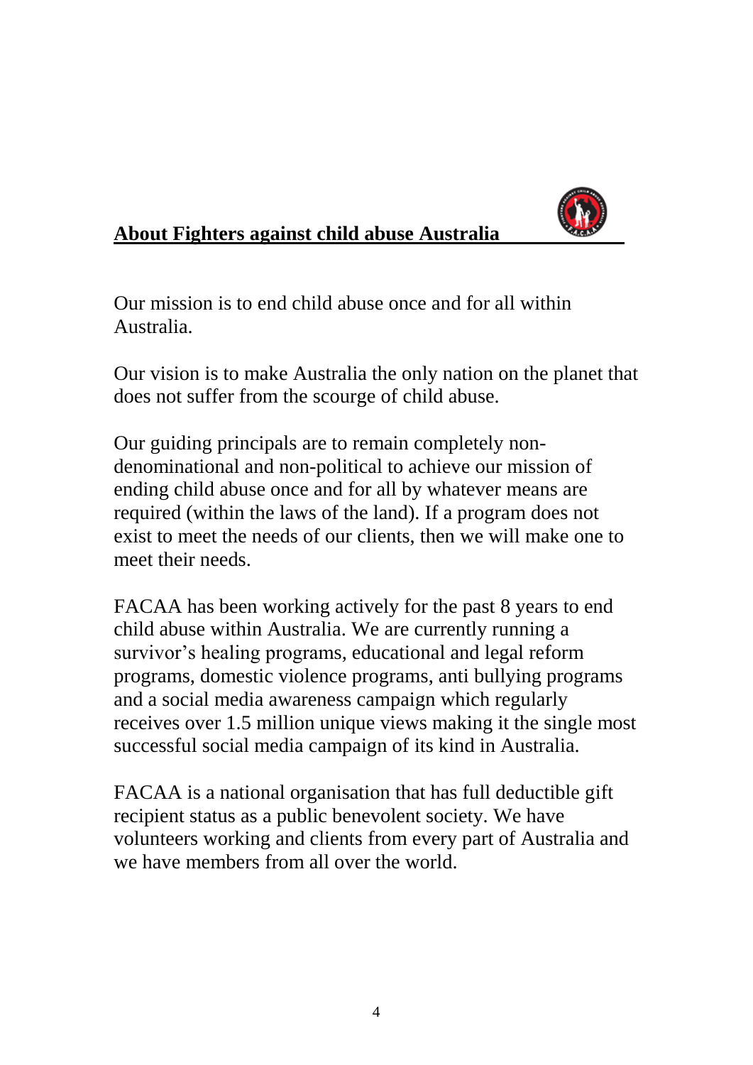## About Fighters against child abuse Australia

Our mission is to end child abuse once and for all within Australia.

Our vision is to make Australia the only nation on the planet that does not suffer from the scourge of child abuse.

Our guiding principals are to remain completely non-denominational and non-political to achieve our mission of ending child abuse once and for all by whatever means are required (within the laws of the land). If a program does not exist to meet the needs of our clients, then we will make one to meet their needs.

FACAA has been working actively for the past 8 years to end child abuse within Australia. We are currently running a survivor's healing programs, educational and legal reform programs, domestic violence programs, anti bullying programs and a social media awareness campaign which regularly receives over 1.5 million unique views making it the single most successful social media campaign of its kind in Australia.

FACAA is a national organisation that has full deductible gift recipient status as a public benevolent society. We have volunteers working and clients from every part of Australia and we have members from all over the world.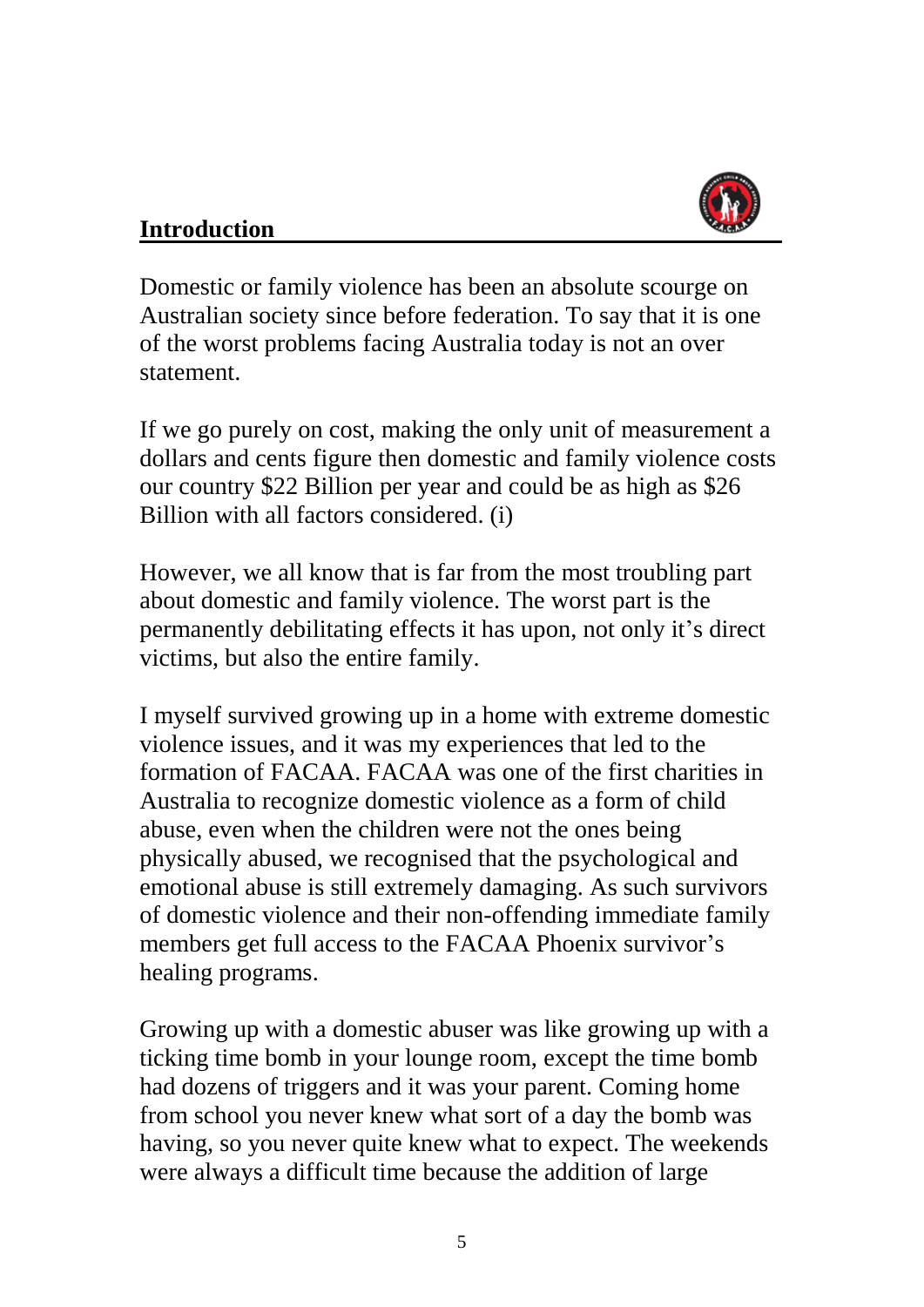## Introduction

Domestic or family violence has been an absolute scourge on Australian society since before federation. To say that it is one of the worst problems facing Australia today is not an over statement.

If we go purely on cost, making the only unit of measurement a dollars and cents figure then domestic and family violence costs our country $22 Billion per year and could be as high as $26 Billion with all factors considered. (i)

However, we all know that is far from the most troubling part about domestic and family violence. The worst part is the permanently debilitating effects it has upon, not only it's direct victims, but also the entire family.

I myself survived growing up in a home with extreme domestic violence issues, and it was my experiences that led to the formation of FACAA. FACAA was one of the first charities in Australia to recognize domestic violence as a form of child abuse, even when the children were not the ones being physically abused, we recognised that the psychological and emotional abuse is still extremely damaging. As such survivors of domestic violence and their non-offending immediate family members get full access to the FACAA Phoenix survivor's healing programs.

Growing up with a domestic abuser was like growing up with a ticking time bomb in your lounge room, except the time bomb had dozens of triggers and it was your parent. Coming home from school you never knew what sort of a day the bomb was having, so you never quite knew what to expect. The weekends were always a difficult time because the addition of large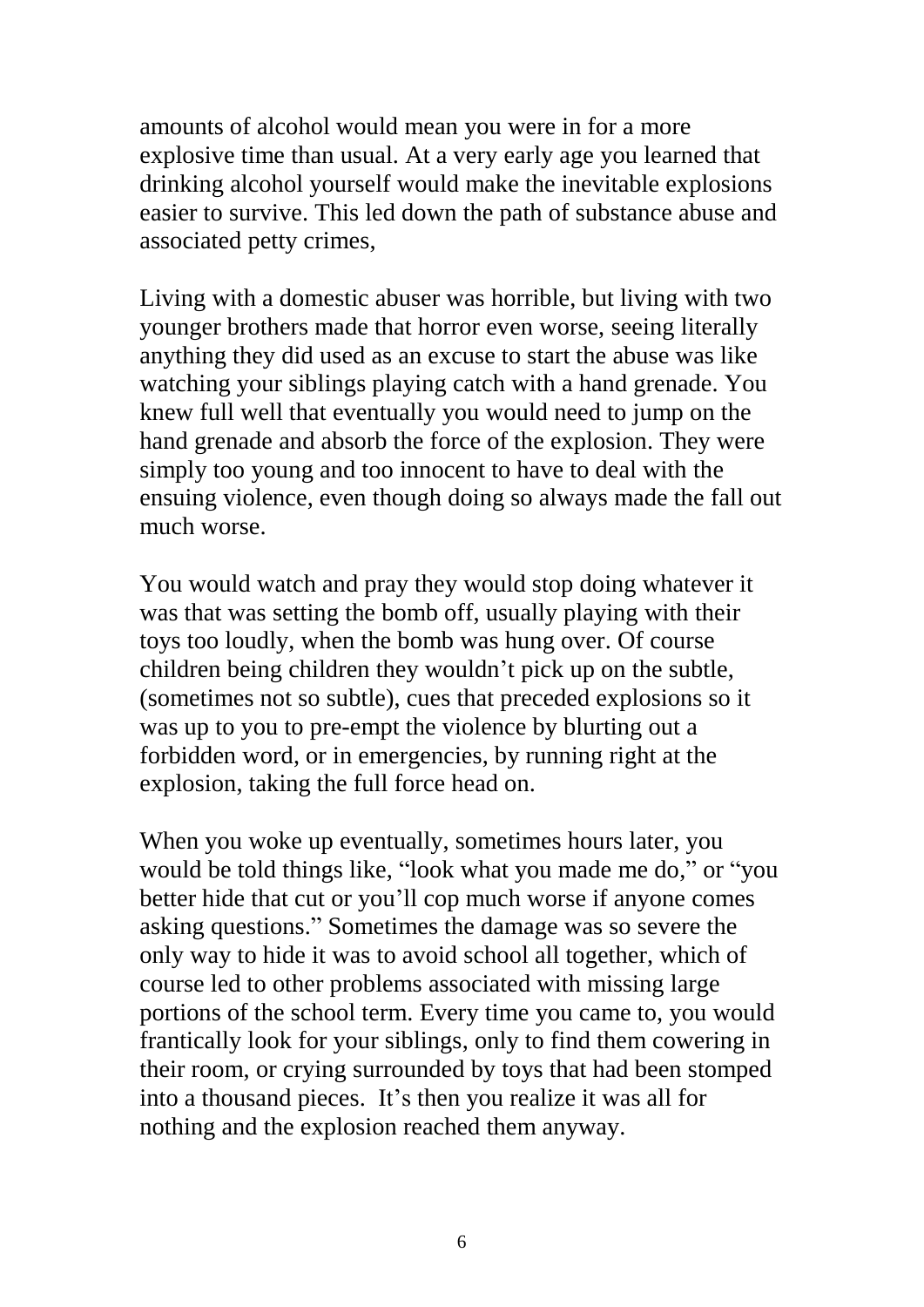amounts of alcohol would mean you were in for a more explosive time than usual. At a very early age you learned that drinking alcohol yourself would make the inevitable explosions easier to survive. This led down the path of substance abuse and associated petty crimes,

Living with a domestic abuser was horrible, but living with two younger brothers made that horror even worse, seeing literally anything they did used as an excuse to start the abuse was like watching your siblings playing catch with a hand grenade. You knew full well that eventually you would need to jump on the hand grenade and absorb the force of the explosion. They were simply too young and too innocent to have to deal with the ensuing violence, even though doing so always made the fall out much worse.

You would watch and pray they would stop doing whatever it was that was setting the bomb off, usually playing with their toys too loudly, when the bomb was hung over. Of course children being children they wouldn't pick up on the subtle, (sometimes not so subtle), cues that preceded explosions so it was up to you to pre-empt the violence by blurting out a forbidden word, or in emergencies, by running right at the explosion, taking the full force head on.

When you woke up eventually, sometimes hours later, you would be told things like, "look what you made me do," or "you better hide that cut or you'll cop much worse if anyone comes asking questions." Sometimes the damage was so severe the only way to hide it was to avoid school all together, which of course led to other problems associated with missing large portions of the school term. Every time you came to, you would frantically look for your siblings, only to find them cowering in their room, or crying surrounded by toys that had been stomped into a thousand pieces. It's then you realize it was all for nothing and the explosion reached them anyway.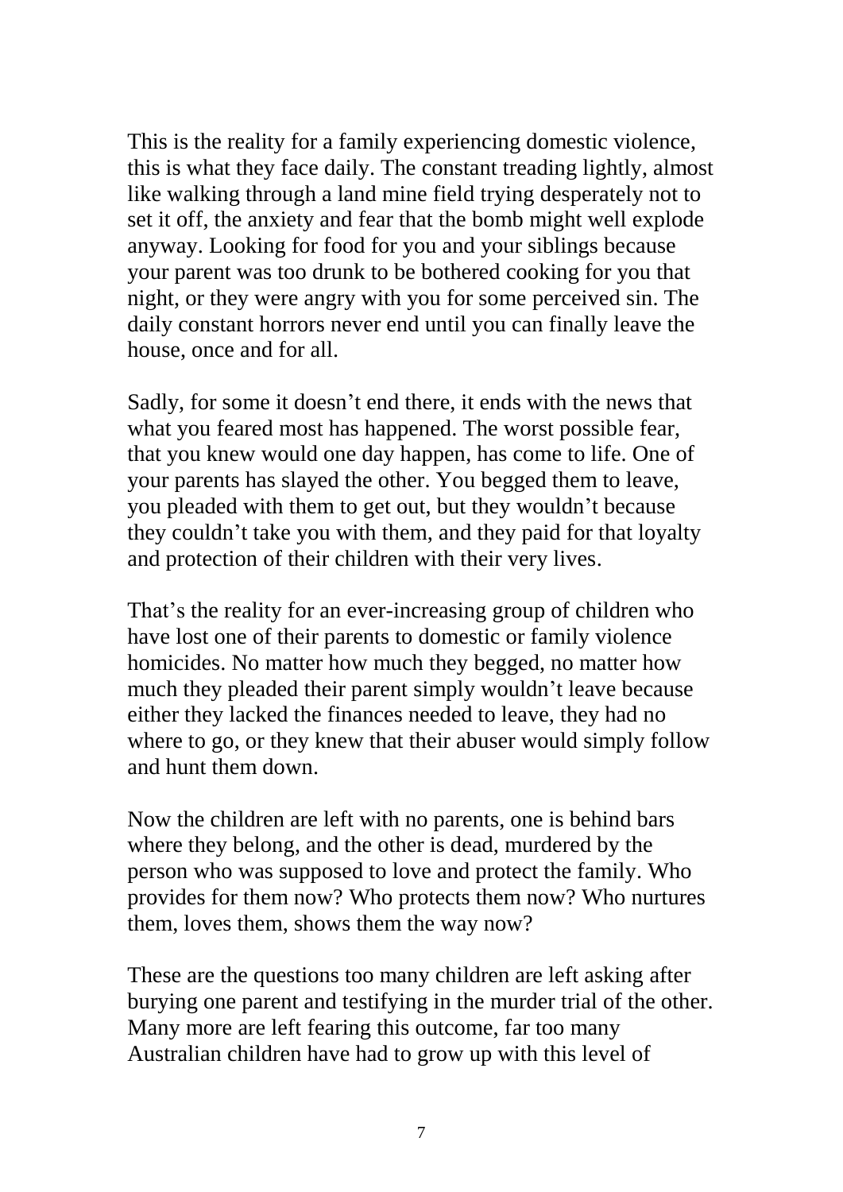This is the reality for a family experiencing domestic violence, this is what they face daily. The constant treading lightly, almost like walking through a land mine field trying desperately not to set it off, the anxiety and fear that the bomb might well explode anyway. Looking for food for you and your siblings because your parent was too drunk to be bothered cooking for you that night, or they were angry with you for some perceived sin. The daily constant horrors never end until you can finally leave the house, once and for all.

Sadly, for some it doesn't end there, it ends with the news that what you feared most has happened. The worst possible fear, that you knew would one day happen, has come to life. One of your parents has slayed the other. You begged them to leave, you pleaded with them to get out, but they wouldn't because they couldn't take you with them, and they paid for that loyalty and protection of their children with their very lives.

That's the reality for an ever-increasing group of children who have lost one of their parents to domestic or family violence homicides. No matter how much they begged, no matter how much they pleaded their parent simply wouldn't leave because either they lacked the finances needed to leave, they had no where to go, or they knew that their abuser would simply follow and hunt them down.

Now the children are left with no parents, one is behind bars where they belong, and the other is dead, murdered by the person who was supposed to love and protect the family. Who provides for them now? Who protects them now? Who nurtures them, loves them, shows them the way now?

These are the questions too many children are left asking after burying one parent and testifying in the murder trial of the other. Many more are left fearing this outcome, far too many Australian children have had to grow up with this level of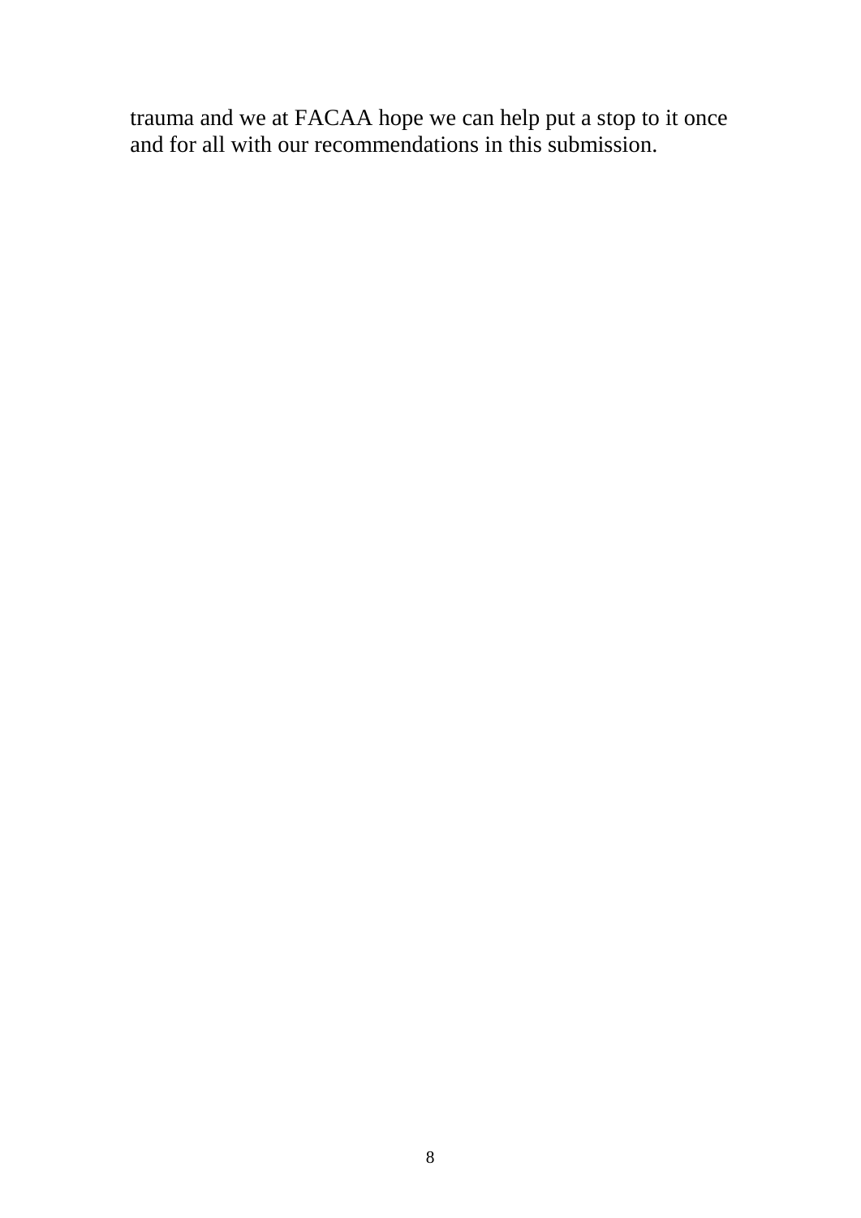trauma and we at FACAA hope we can help put a stop to it once and for all with our recommendations in this submission.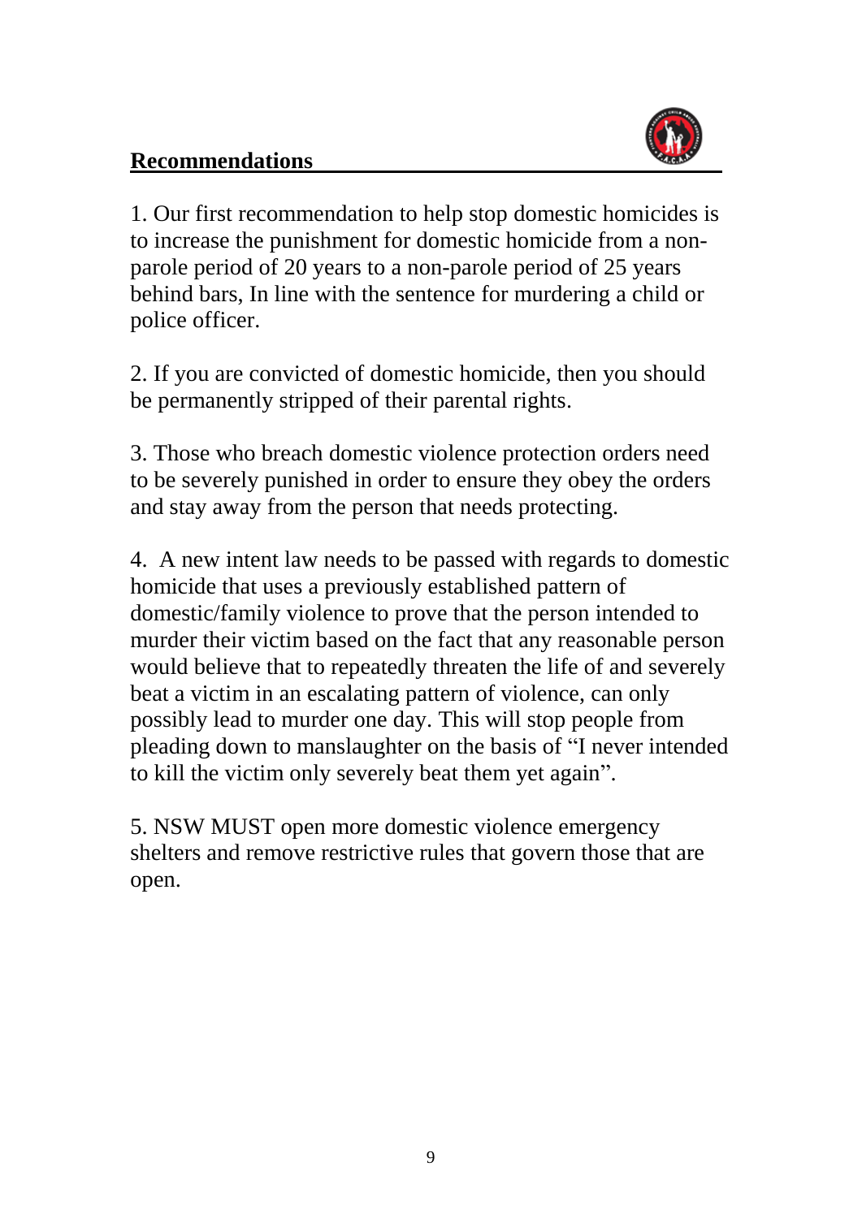## Recommendations

1. Our first recommendation to help stop domestic homicides is to increase the punishment for domestic homicide from a non-parole period of 20 years to a non-parole period of 25 years behind bars, In line with the sentence for murdering a child or police officer.

2. If you are convicted of domestic homicide, then you should be permanently stripped of their parental rights.

3. Those who breach domestic violence protection orders need to be severely punished in order to ensure they obey the orders and stay away from the person that needs protecting.

4. A new intent law needs to be passed with regards to domestic homicide that uses a previously established pattern of domestic/family violence to prove that the person intended to murder their victim based on the fact that any reasonable person would believe that to repeatedly threaten the life of and severely beat a victim in an escalating pattern of violence, can only possibly lead to murder one day. This will stop people from pleading down to manslaughter on the basis of "I never intended to kill the victim only severely beat them yet again".

5. NSW MUST open more domestic violence emergency shelters and remove restrictive rules that govern those that are open.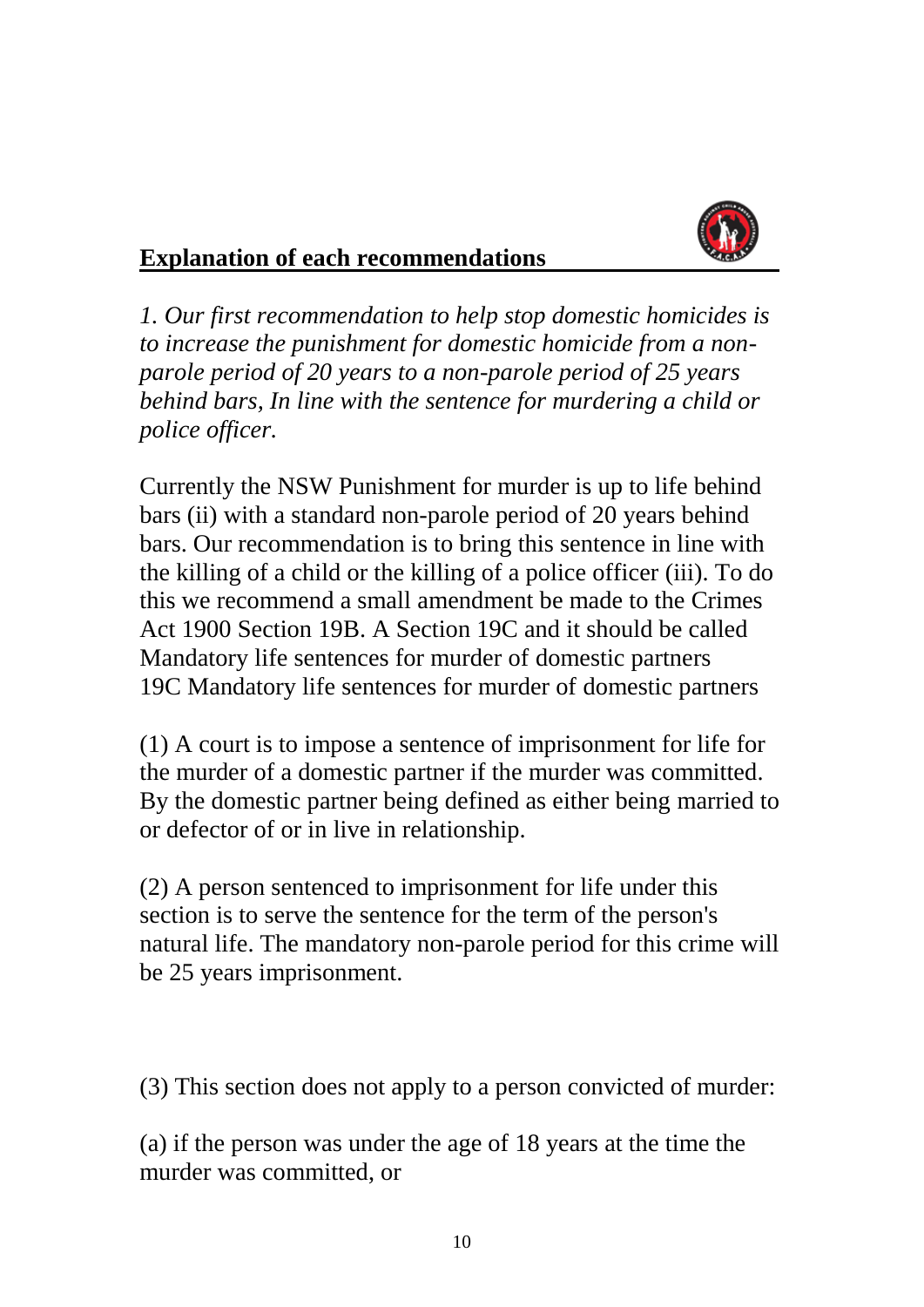**Explanation of each recommendations**

*1. Our first recommendation to help stop domestic homicides is to increase the punishment for domestic homicide from a non-parole period of 20 years to a non-parole period of 25 years behind bars, In line with the sentence for murdering a child or police officer.*

Currently the NSW Punishment for murder is up to life behind bars (ii) with a standard non-parole period of 20 years behind bars. Our recommendation is to bring this sentence in line with the killing of a child or the killing of a police officer (iii). To do this we recommend a small amendment be made to the Crimes Act 1900 Section 19B. A Section 19C and it should be called Mandatory life sentences for murder of domestic partners
19C Mandatory life sentences for murder of domestic partners

(1) A court is to impose a sentence of imprisonment for life for the murder of a domestic partner if the murder was committed. By the domestic partner being defined as either being married to or defector of or in live in relationship.

(2) A person sentenced to imprisonment for life under this section is to serve the sentence for the term of the person's natural life. The mandatory non-parole period for this crime will be 25 years imprisonment.

(3) This section does not apply to a person convicted of murder:

(a) if the person was under the age of 18 years at the time the murder was committed, or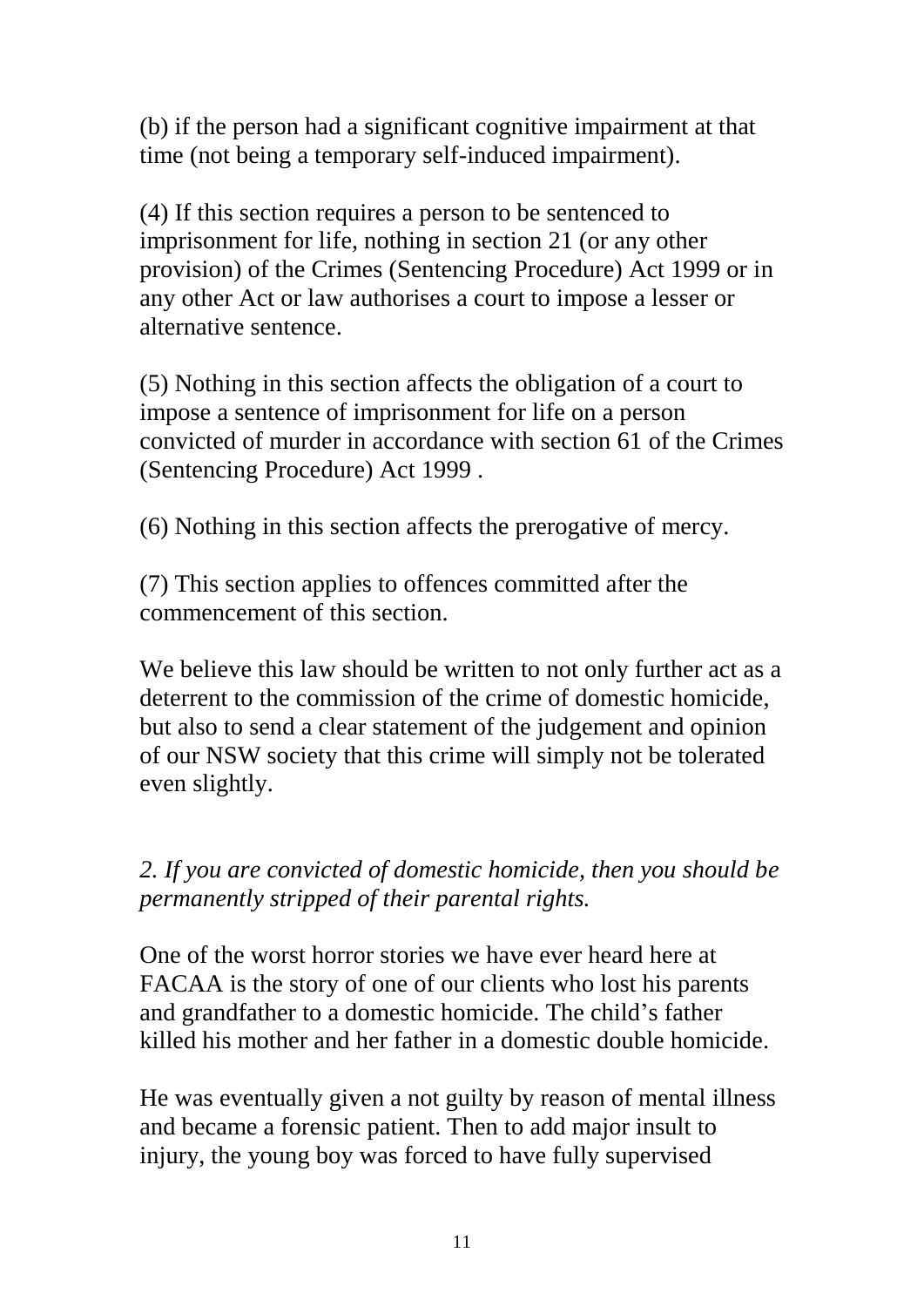(b) if the person had a significant cognitive impairment at that time (not being a temporary self-induced impairment).

(4) If this section requires a person to be sentenced to imprisonment for life, nothing in section 21 (or any other provision) of the Crimes (Sentencing Procedure) Act 1999 or in any other Act or law authorises a court to impose a lesser or alternative sentence.

(5) Nothing in this section affects the obligation of a court to impose a sentence of imprisonment for life on a person convicted of murder in accordance with section 61 of the Crimes (Sentencing Procedure) Act 1999 .

(6) Nothing in this section affects the prerogative of mercy.

(7) This section applies to offences committed after the commencement of this section.

We believe this law should be written to not only further act as a deterrent to the commission of the crime of domestic homicide, but also to send a clear statement of the judgement and opinion of our NSW society that this crime will simply not be tolerated even slightly.

*2. If you are convicted of domestic homicide, then you should be permanently stripped of their parental rights.*

One of the worst horror stories we have ever heard here at FACAA is the story of one of our clients who lost his parents and grandfather to a domestic homicide. The child's father killed his mother and her father in a domestic double homicide.

He was eventually given a not guilty by reason of mental illness and became a forensic patient. Then to add major insult to injury, the young boy was forced to have fully supervised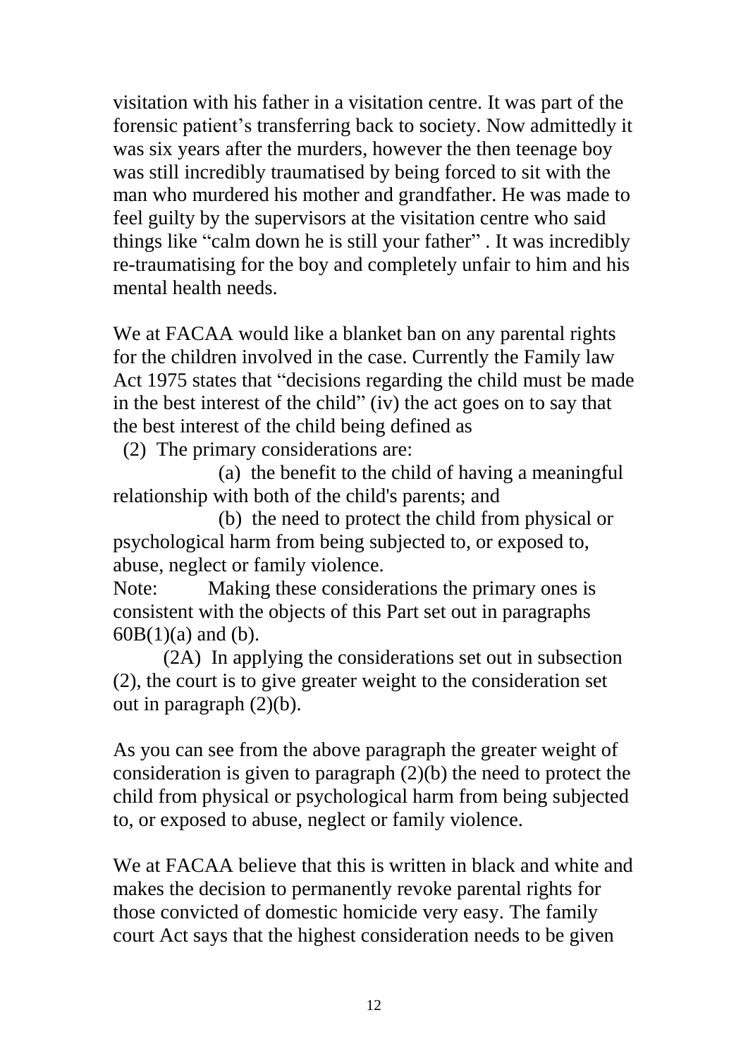visitation with his father in a visitation centre. It was part of the forensic patient's transferring back to society. Now admittedly it was six years after the murders, however the then teenage boy was still incredibly traumatised by being forced to sit with the man who murdered his mother and grandfather. He was made to feel guilty by the supervisors at the visitation centre who said things like "calm down he is still your father" . It was incredibly re-traumatising for the boy and completely unfair to him and his mental health needs.

We at FACAA would like a blanket ban on any parental rights for the children involved in the case. Currently the Family law Act 1975 states that "decisions regarding the child must be made in the best interest of the child" (iv) the act goes on to say that the best interest of the child being defined as

(2) The primary considerations are:

(a) the benefit to the child of having a meaningful relationship with both of the child's parents; and

(b) the need to protect the child from physical or psychological harm from being subjected to, or exposed to, abuse, neglect or family violence.

Note: Making these considerations the primary ones is consistent with the objects of this Part set out in paragraphs 60B(1)(a) and (b).

(2A) In applying the considerations set out in subsection (2), the court is to give greater weight to the consideration set out in paragraph (2)(b).

As you can see from the above paragraph the greater weight of consideration is given to paragraph (2)(b) the need to protect the child from physical or psychological harm from being subjected to, or exposed to abuse, neglect or family violence.

We at FACAA believe that this is written in black and white and makes the decision to permanently revoke parental rights for those convicted of domestic homicide very easy. The family court Act says that the highest consideration needs to be given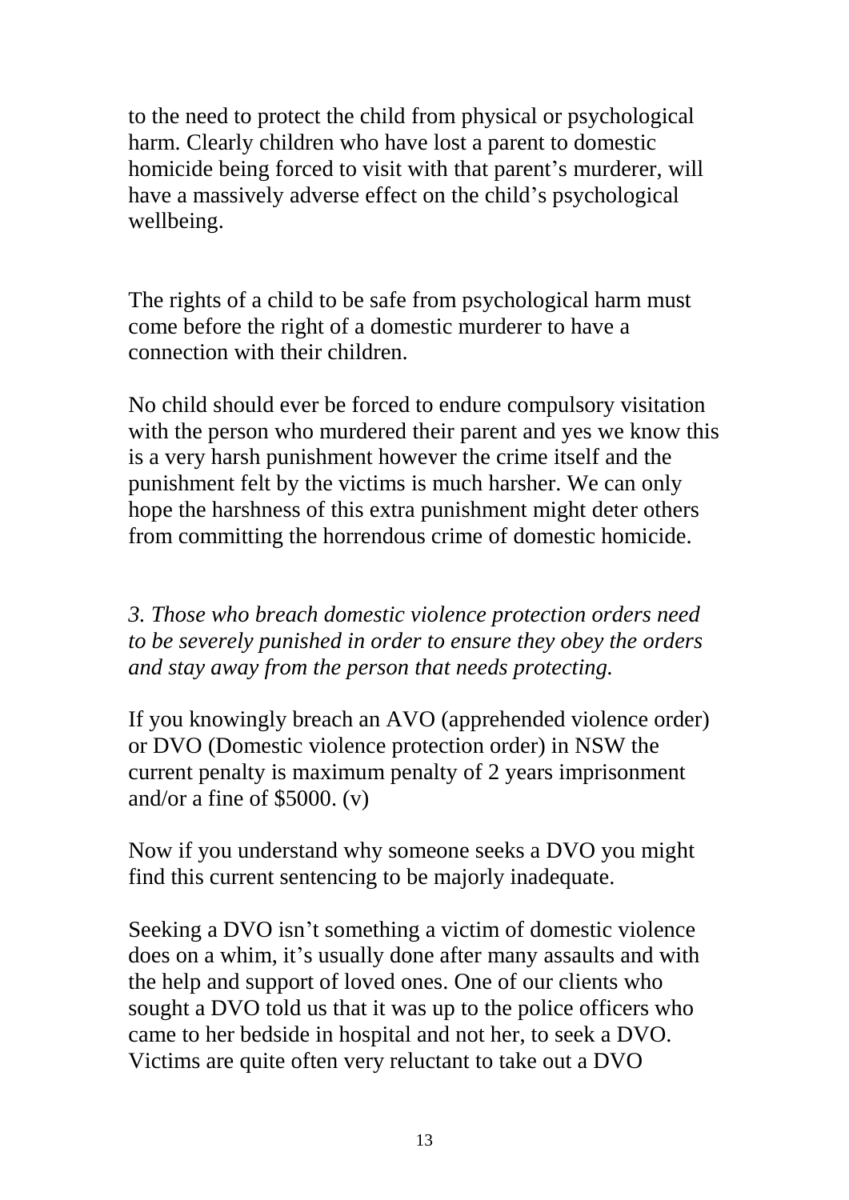to the need to protect the child from physical or psychological harm. Clearly children who have lost a parent to domestic homicide being forced to visit with that parent's murderer, will have a massively adverse effect on the child's psychological wellbeing.

The rights of a child to be safe from psychological harm must come before the right of a domestic murderer to have a connection with their children.

No child should ever be forced to endure compulsory visitation with the person who murdered their parent and yes we know this is a very harsh punishment however the crime itself and the punishment felt by the victims is much harsher. We can only hope the harshness of this extra punishment might deter others from committing the horrendous crime of domestic homicide.

*3. Those who breach domestic violence protection orders need to be severely punished in order to ensure they obey the orders and stay away from the person that needs protecting.*

If you knowingly breach an AVO (apprehended violence order) or DVO (Domestic violence protection order) in NSW the current penalty is maximum penalty of 2 years imprisonment and/or a fine of $5000. (v)

Now if you understand why someone seeks a DVO you might find this current sentencing to be majorly inadequate.

Seeking a DVO isn't something a victim of domestic violence does on a whim, it's usually done after many assaults and with the help and support of loved ones. One of our clients who sought a DVO told us that it was up to the police officers who came to her bedside in hospital and not her, to seek a DVO. Victims are quite often very reluctant to take out a DVO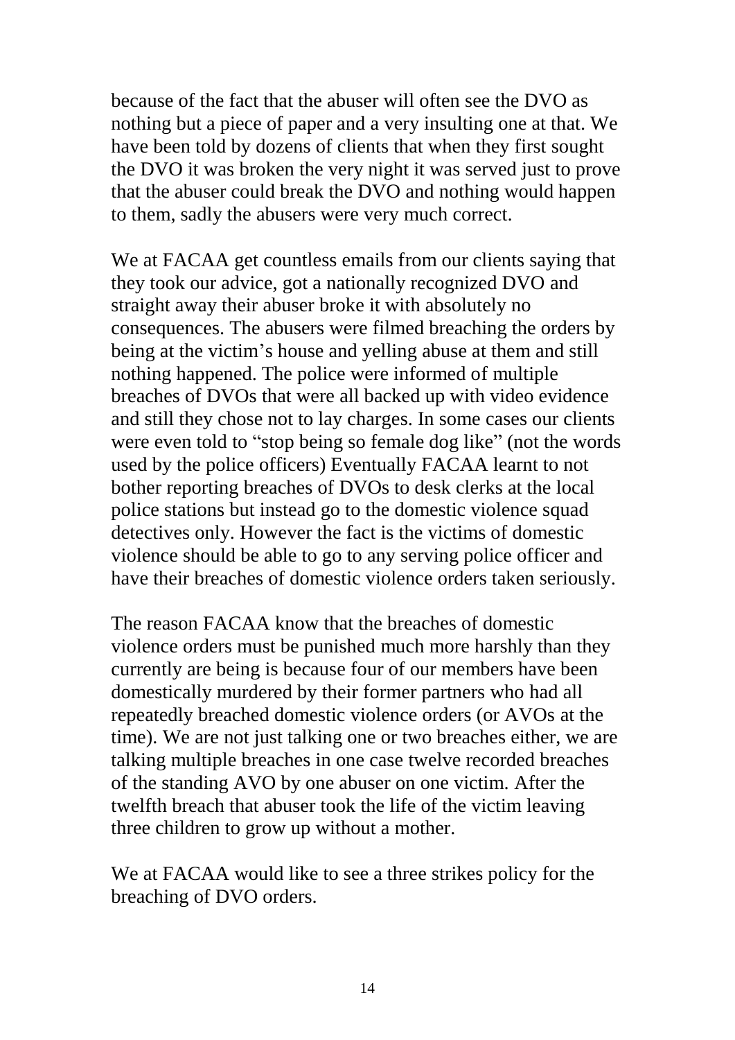because of the fact that the abuser will often see the DVO as nothing but a piece of paper and a very insulting one at that. We have been told by dozens of clients that when they first sought the DVO it was broken the very night it was served just to prove that the abuser could break the DVO and nothing would happen to them, sadly the abusers were very much correct.

We at FACAA get countless emails from our clients saying that they took our advice, got a nationally recognized DVO and straight away their abuser broke it with absolutely no consequences. The abusers were filmed breaching the orders by being at the victim's house and yelling abuse at them and still nothing happened. The police were informed of multiple breaches of DVOs that were all backed up with video evidence and still they chose not to lay charges. In some cases our clients were even told to "stop being so female dog like" (not the words used by the police officers) Eventually FACAA learnt to not bother reporting breaches of DVOs to desk clerks at the local police stations but instead go to the domestic violence squad detectives only. However the fact is the victims of domestic violence should be able to go to any serving police officer and have their breaches of domestic violence orders taken seriously.

The reason FACAA know that the breaches of domestic violence orders must be punished much more harshly than they currently are being is because four of our members have been domestically murdered by their former partners who had all repeatedly breached domestic violence orders (or AVOs at the time). We are not just talking one or two breaches either, we are talking multiple breaches in one case twelve recorded breaches of the standing AVO by one abuser on one victim. After the twelfth breach that abuser took the life of the victim leaving three children to grow up without a mother.

We at FACAA would like to see a three strikes policy for the breaching of DVO orders.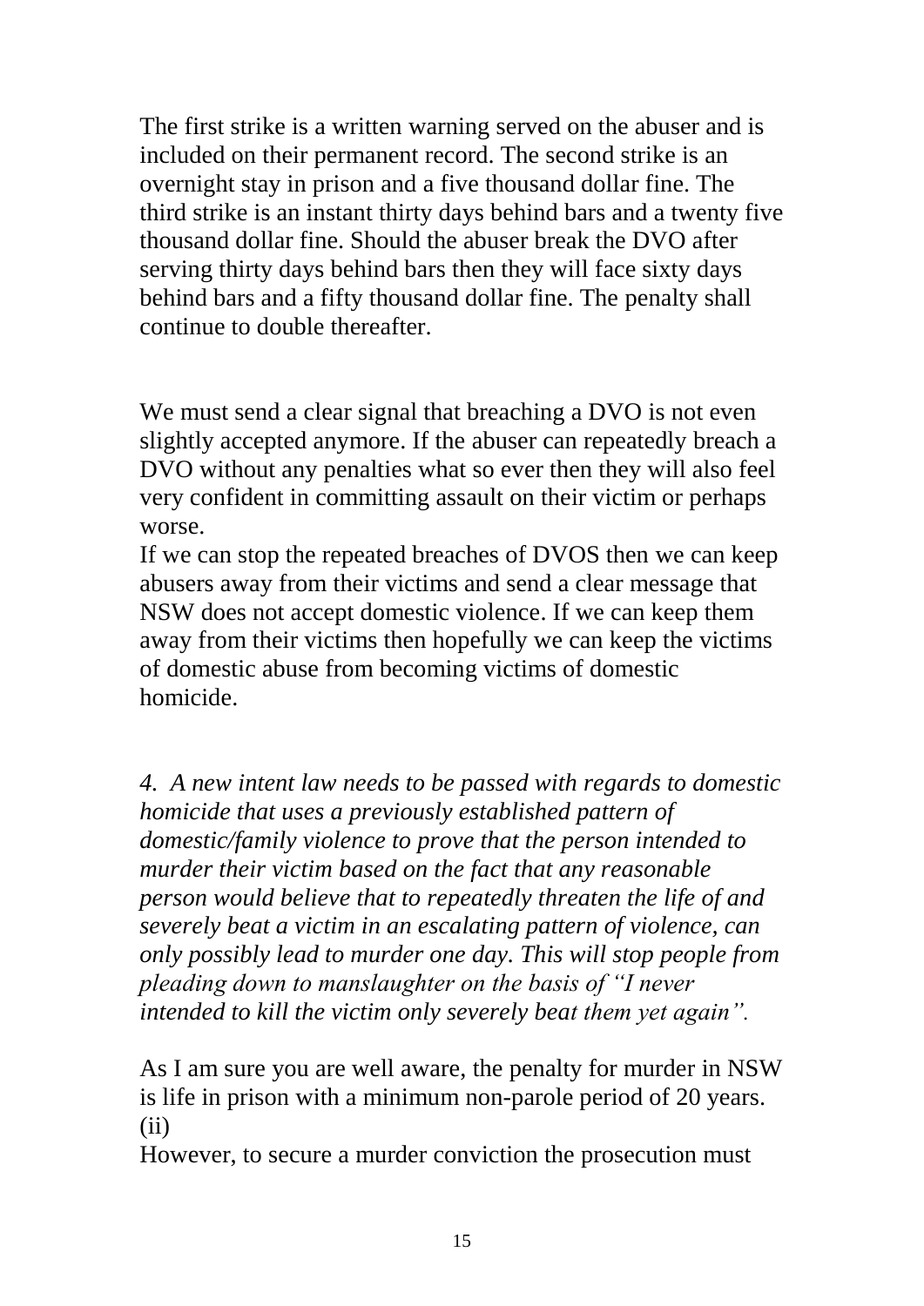The first strike is a written warning served on the abuser and is included on their permanent record. The second strike is an overnight stay in prison and a five thousand dollar fine. The third strike is an instant thirty days behind bars and a twenty five thousand dollar fine. Should the abuser break the DVO after serving thirty days behind bars then they will face sixty days behind bars and a fifty thousand dollar fine. The penalty shall continue to double thereafter.

We must send a clear signal that breaching a DVO is not even slightly accepted anymore. If the abuser can repeatedly breach a DVO without any penalties what so ever then they will also feel very confident in committing assault on their victim or perhaps worse.
If we can stop the repeated breaches of DVOS then we can keep abusers away from their victims and send a clear message that NSW does not accept domestic violence. If we can keep them away from their victims then hopefully we can keep the victims of domestic abuse from becoming victims of domestic homicide.

*4. A new intent law needs to be passed with regards to domestic homicide that uses a previously established pattern of domestic/family violence to prove that the person intended to murder their victim based on the fact that any reasonable person would believe that to repeatedly threaten the life of and severely beat a victim in an escalating pattern of violence, can only possibly lead to murder one day. This will stop people from pleading down to manslaughter on the basis of "I never intended to kill the victim only severely beat them yet again".*

As I am sure you are well aware, the penalty for murder in NSW is life in prison with a minimum non-parole period of 20 years. (ii)
However, to secure a murder conviction the prosecution must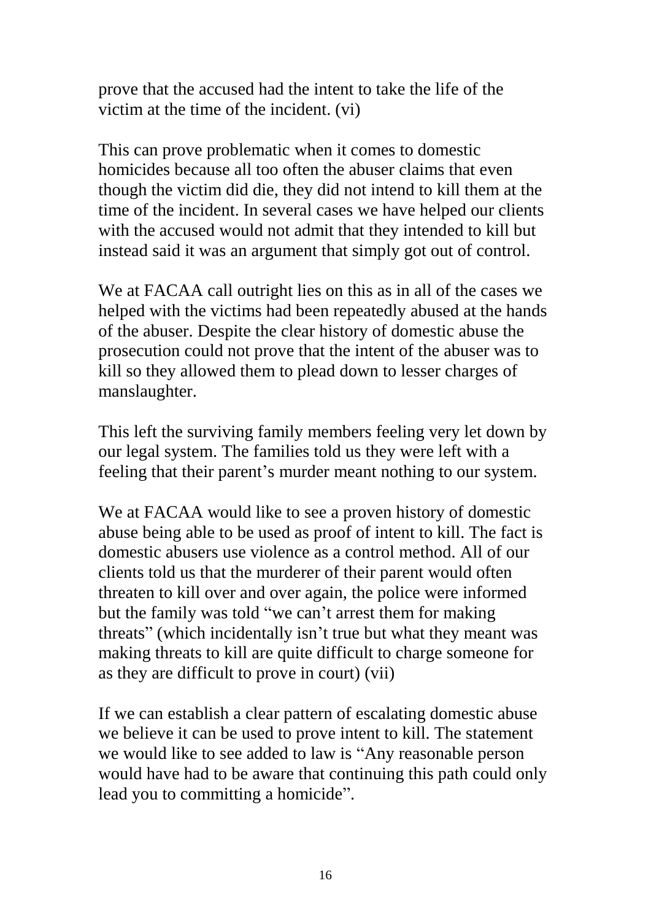prove that the accused had the intent to take the life of the victim at the time of the incident. (vi)

This can prove problematic when it comes to domestic homicides because all too often the abuser claims that even though the victim did die, they did not intend to kill them at the time of the incident. In several cases we have helped our clients with the accused would not admit that they intended to kill but instead said it was an argument that simply got out of control.

We at FACAA call outright lies on this as in all of the cases we helped with the victims had been repeatedly abused at the hands of the abuser. Despite the clear history of domestic abuse the prosecution could not prove that the intent of the abuser was to kill so they allowed them to plead down to lesser charges of manslaughter.

This left the surviving family members feeling very let down by our legal system. The families told us they were left with a feeling that their parent's murder meant nothing to our system.

We at FACAA would like to see a proven history of domestic abuse being able to be used as proof of intent to kill. The fact is domestic abusers use violence as a control method. All of our clients told us that the murderer of their parent would often threaten to kill over and over again, the police were informed but the family was told "we can't arrest them for making threats" (which incidentally isn't true but what they meant was making threats to kill are quite difficult to charge someone for as they are difficult to prove in court) (vii)

If we can establish a clear pattern of escalating domestic abuse we believe it can be used to prove intent to kill. The statement we would like to see added to law is "Any reasonable person would have had to be aware that continuing this path could only lead you to committing a homicide".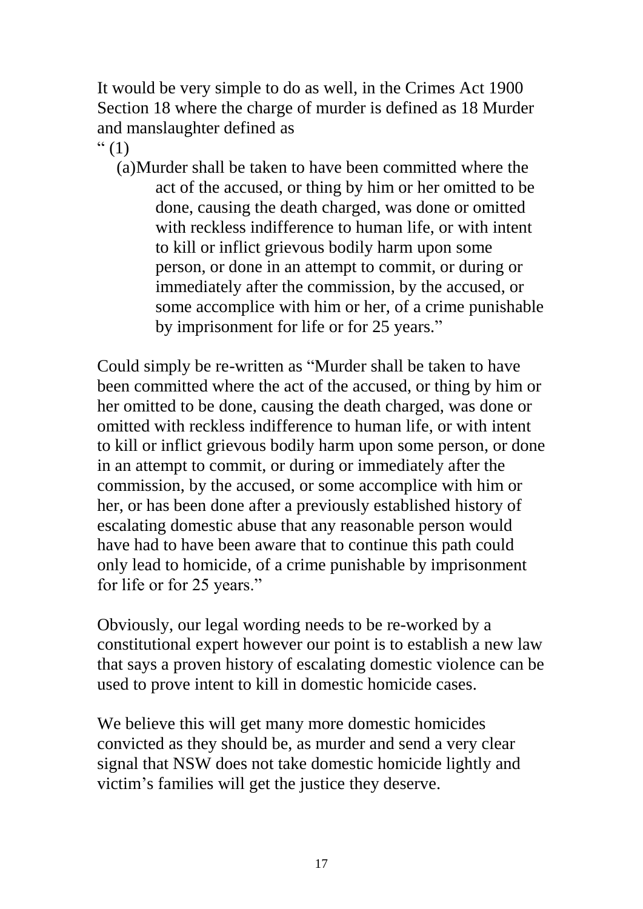It would be very simple to do as well, in the Crimes Act 1900 Section 18 where the charge of murder is defined as 18 Murder and manslaughter defined as

" (1)

(a)Murder shall be taken to have been committed where the act of the accused, or thing by him or her omitted to be done, causing the death charged, was done or omitted with reckless indifference to human life, or with intent to kill or inflict grievous bodily harm upon some person, or done in an attempt to commit, or during or immediately after the commission, by the accused, or some accomplice with him or her, of a crime punishable by imprisonment for life or for 25 years."

Could simply be re-written as "Murder shall be taken to have been committed where the act of the accused, or thing by him or her omitted to be done, causing the death charged, was done or omitted with reckless indifference to human life, or with intent to kill or inflict grievous bodily harm upon some person, or done in an attempt to commit, or during or immediately after the commission, by the accused, or some accomplice with him or her, or has been done after a previously established history of escalating domestic abuse that any reasonable person would have had to have been aware that to continue this path could only lead to homicide, of a crime punishable by imprisonment for life or for 25 years."

Obviously, our legal wording needs to be re-worked by a constitutional expert however our point is to establish a new law that says a proven history of escalating domestic violence can be used to prove intent to kill in domestic homicide cases.

We believe this will get many more domestic homicides convicted as they should be, as murder and send a very clear signal that NSW does not take domestic homicide lightly and victim's families will get the justice they deserve.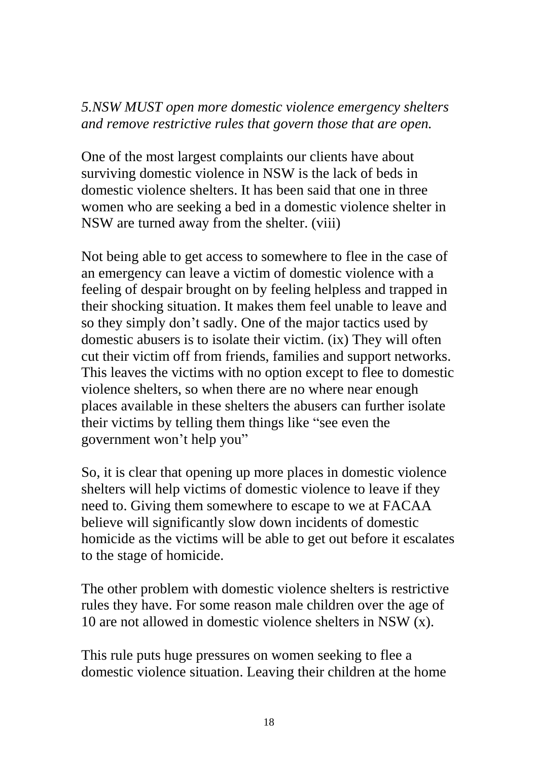*5.NSW MUST open more domestic violence emergency shelters and remove restrictive rules that govern those that are open.*

One of the most largest complaints our clients have about surviving domestic violence in NSW is the lack of beds in domestic violence shelters. It has been said that one in three women who are seeking a bed in a domestic violence shelter in NSW are turned away from the shelter. (viii)

Not being able to get access to somewhere to flee in the case of an emergency can leave a victim of domestic violence with a feeling of despair brought on by feeling helpless and trapped in their shocking situation. It makes them feel unable to leave and so they simply don't sadly. One of the major tactics used by domestic abusers is to isolate their victim. (ix) They will often cut their victim off from friends, families and support networks. This leaves the victims with no option except to flee to domestic violence shelters, so when there are no where near enough places available in these shelters the abusers can further isolate their victims by telling them things like "see even the government won't help you"

So, it is clear that opening up more places in domestic violence shelters will help victims of domestic violence to leave if they need to. Giving them somewhere to escape to we at FACAA believe will significantly slow down incidents of domestic homicide as the victims will be able to get out before it escalates to the stage of homicide.

The other problem with domestic violence shelters is restrictive rules they have. For some reason male children over the age of 10 are not allowed in domestic violence shelters in NSW (x).

This rule puts huge pressures on women seeking to flee a domestic violence situation. Leaving their children at the home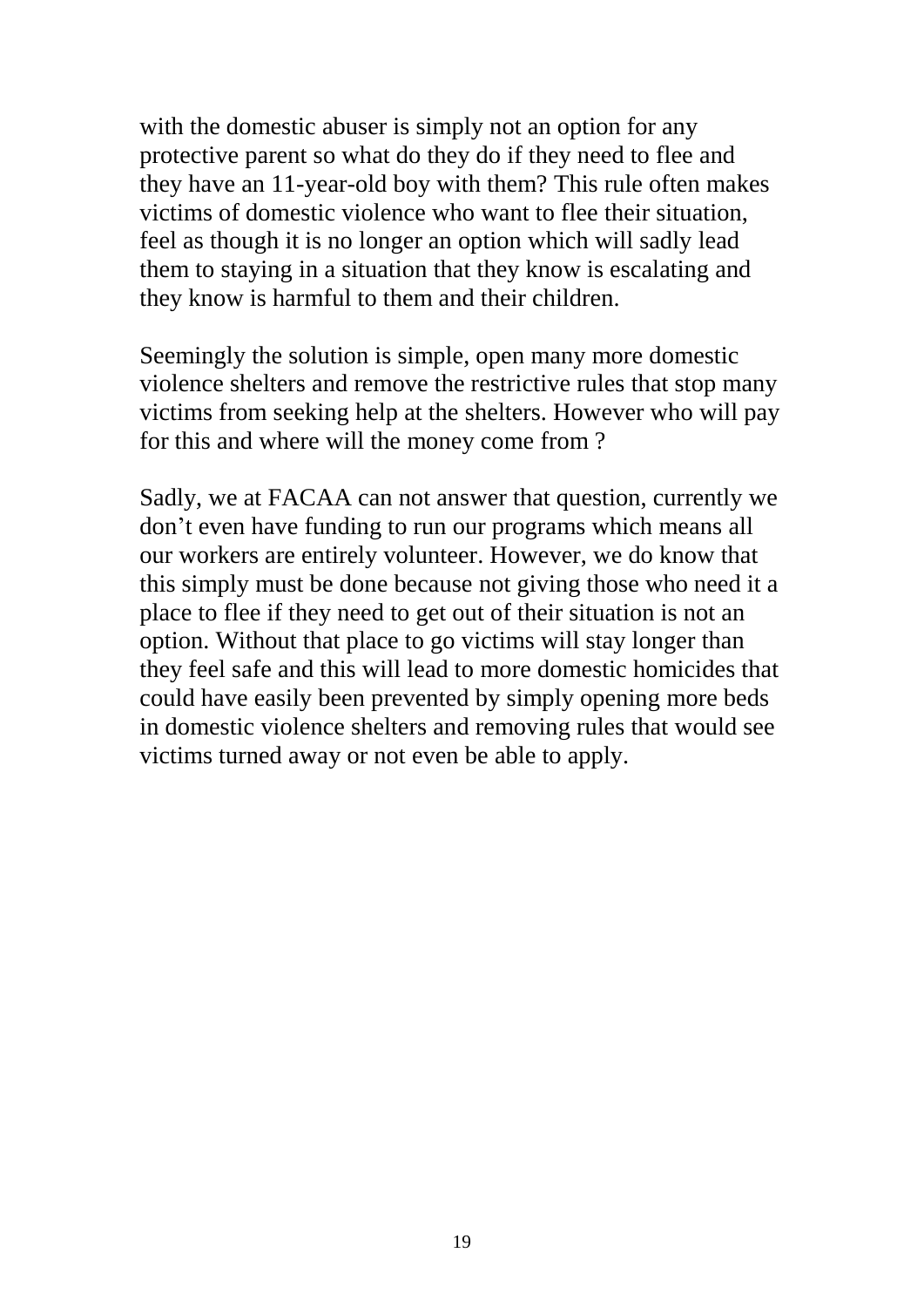with the domestic abuser is simply not an option for any protective parent so what do they do if they need to flee and they have an 11-year-old boy with them? This rule often makes victims of domestic violence who want to flee their situation, feel as though it is no longer an option which will sadly lead them to staying in a situation that they know is escalating and they know is harmful to them and their children.

Seemingly the solution is simple, open many more domestic violence shelters and remove the restrictive rules that stop many victims from seeking help at the shelters. However who will pay for this and where will the money come from ?

Sadly, we at FACAA can not answer that question, currently we don't even have funding to run our programs which means all our workers are entirely volunteer. However, we do know that this simply must be done because not giving those who need it a place to flee if they need to get out of their situation is not an option. Without that place to go victims will stay longer than they feel safe and this will lead to more domestic homicides that could have easily been prevented by simply opening more beds in domestic violence shelters and removing rules that would see victims turned away or not even be able to apply.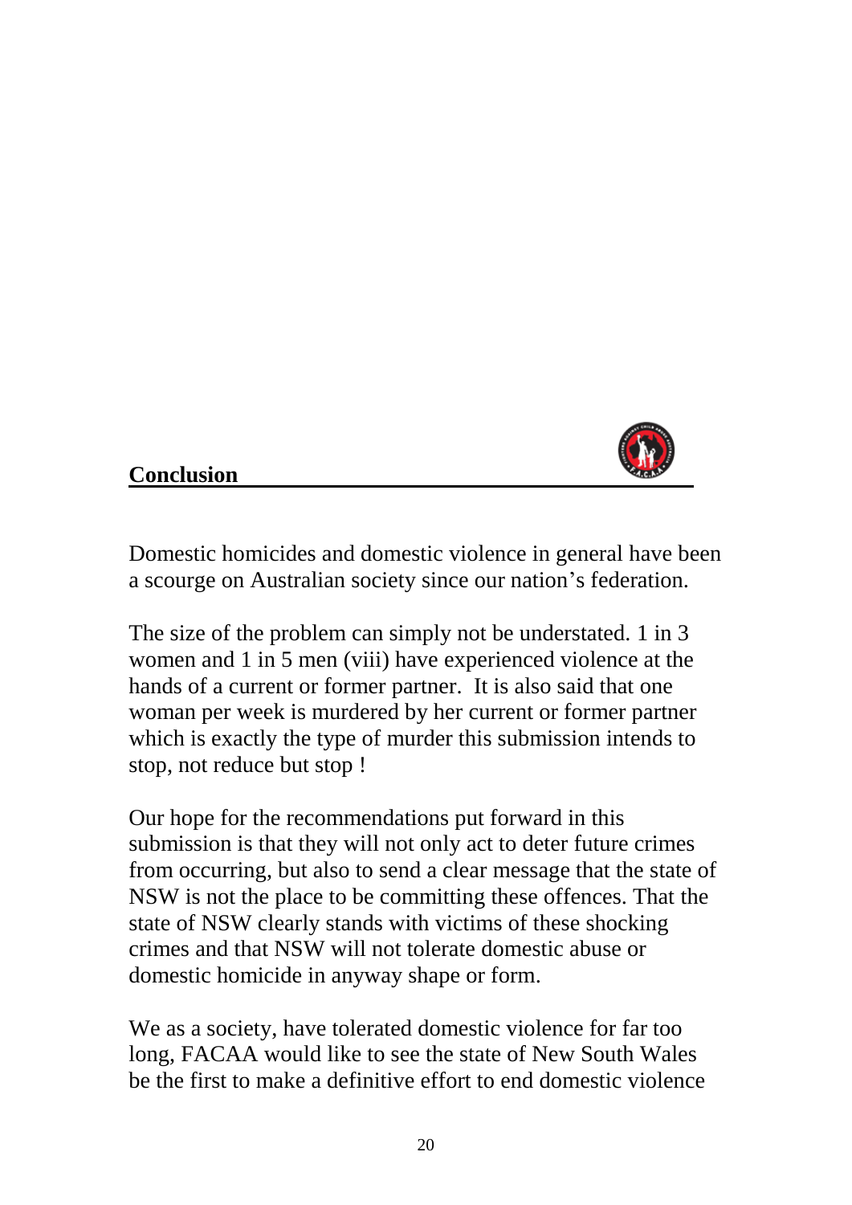## Conclusion

Domestic homicides and domestic violence in general have been a scourge on Australian society since our nation's federation.

The size of the problem can simply not be understated. 1 in 3 women and 1 in 5 men (viii) have experienced violence at the hands of a current or former partner. It is also said that one woman per week is murdered by her current or former partner which is exactly the type of murder this submission intends to stop, not reduce but stop !

Our hope for the recommendations put forward in this submission is that they will not only act to deter future crimes from occurring, but also to send a clear message that the state of NSW is not the place to be committing these offences. That the state of NSW clearly stands with victims of these shocking crimes and that NSW will not tolerate domestic abuse or domestic homicide in anyway shape or form.

We as a society, have tolerated domestic violence for far too long, FACAA would like to see the state of New South Wales be the first to make a definitive effort to end domestic violence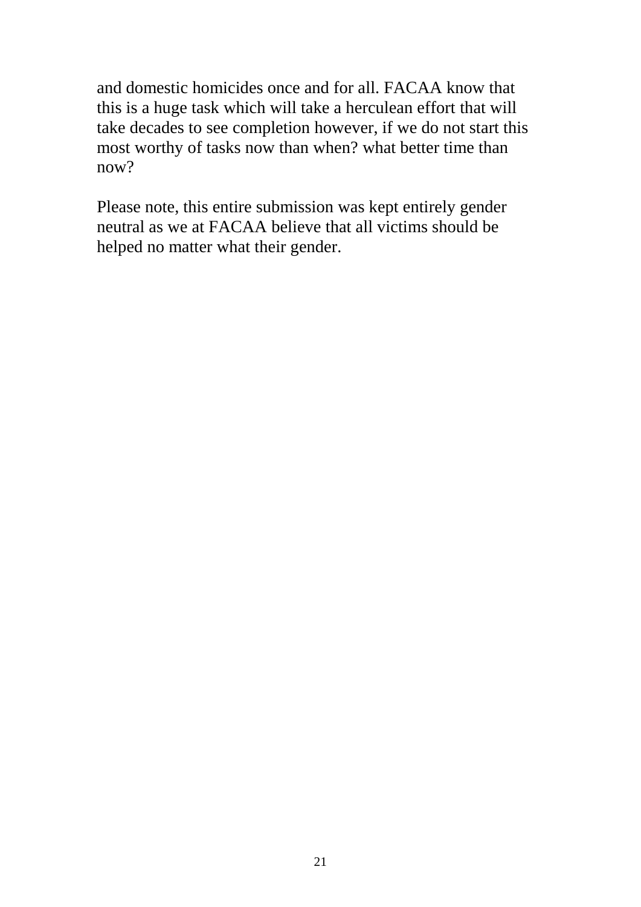and domestic homicides once and for all. FACAA know that this is a huge task which will take a herculean effort that will take decades to see completion however, if we do not start this most worthy of tasks now than when? what better time than now?

Please note, this entire submission was kept entirely gender neutral as we at FACAA believe that all victims should be helped no matter what their gender.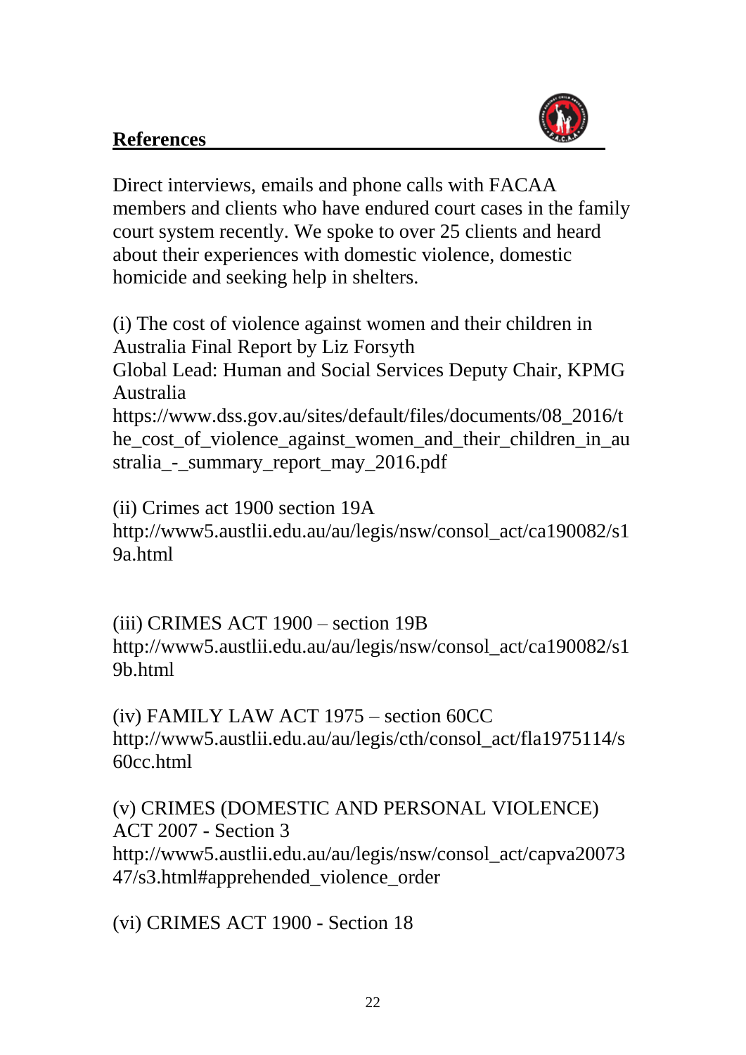## References

Direct interviews, emails and phone calls with FACAA members and clients who have endured court cases in the family court system recently. We spoke to over 25 clients and heard about their experiences with domestic violence, domestic homicide and seeking help in shelters.

(i) The cost of violence against women and their children in Australia Final Report by Liz Forsyth
Global Lead: Human and Social Services Deputy Chair, KPMG Australia
https://www.dss.gov.au/sites/default/files/documents/08_2016/the_cost_of_violence_against_women_and_their_children_in_australia_-_summary_report_may_2016.pdf

(ii) Crimes act 1900 section 19A
http://www5.austlii.edu.au/au/legis/nsw/consol_act/ca190082/s19a.html

(iii) CRIMES ACT 1900 – section 19B
http://www5.austlii.edu.au/au/legis/nsw/consol_act/ca190082/s19b.html

(iv) FAMILY LAW ACT 1975 – section 60CC
http://www5.austlii.edu.au/au/legis/cth/consol_act/fla1975114/s60cc.html

(v) CRIMES (DOMESTIC AND PERSONAL VIOLENCE) ACT 2007 - Section 3
http://www5.austlii.edu.au/au/legis/nsw/consol_act/capva2007347/s3.html#apprehended_violence_order

(vi) CRIMES ACT 1900 - Section 18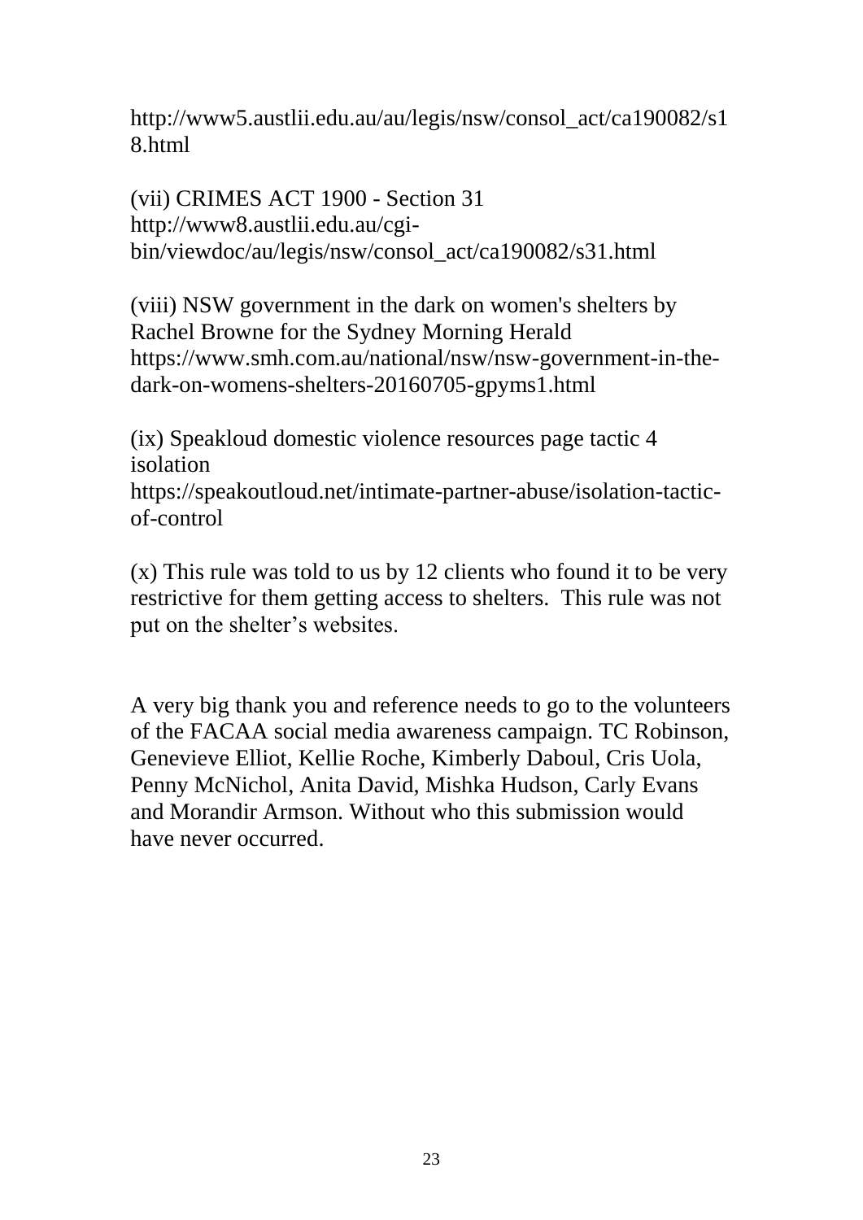http://www5.austlii.edu.au/au/legis/nsw/consol_act/ca190082/s18.html

(vii) CRIMES ACT 1900 - Section 31
http://www8.austlii.edu.au/cgi-bin/viewdoc/au/legis/nsw/consol_act/ca190082/s31.html

(viii) NSW government in the dark on women's shelters by Rachel Browne for the Sydney Morning Herald
https://www.smh.com.au/national/nsw/nsw-government-in-the-dark-on-womens-shelters-20160705-gpyms1.html

(ix) Speakloud domestic violence resources page tactic 4 isolation
https://speakoutloud.net/intimate-partner-abuse/isolation-tactic-of-control

(x) This rule was told to us by 12 clients who found it to be very restrictive for them getting access to shelters. This rule was not put on the shelter's websites.

A very big thank you and reference needs to go to the volunteers of the FACAA social media awareness campaign. TC Robinson, Genevieve Elliot, Kellie Roche, Kimberly Daboul, Cris Uola, Penny McNichol, Anita David, Mishka Hudson, Carly Evans and Morandir Armson. Without who this submission would have never occurred.